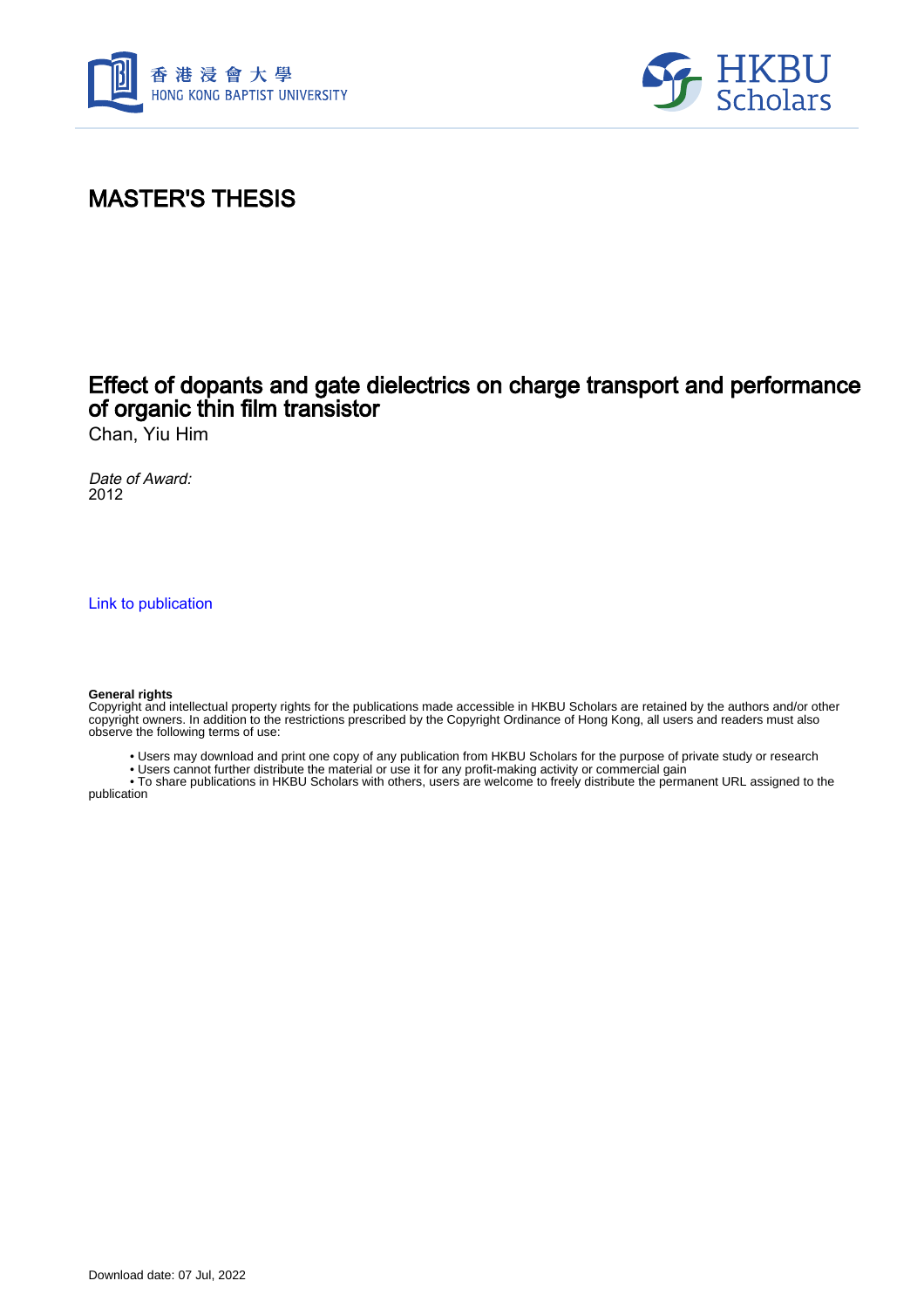# MASTER'S THESIS

## Effect of dopants and gate dielectrics on charge transport and performance of organic thin film transistor

Chan, Yiu Him

*Date of Award:*
2012

Link to publication

**General rights**
Copyright and intellectual property rights for the publications made accessible in HKBU Scholars are retained by the authors and/or other copyright owners. In addition to the restrictions prescribed by the Copyright Ordinance of Hong Kong, all users and readers must also observe the following terms of use:

- Users may download and print one copy of any publication from HKBU Scholars for the purpose of private study or research
- Users cannot further distribute the material or use it for any profit-making activity or commercial gain
- To share publications in HKBU Scholars with others, users are welcome to freely distribute the permanent URL assigned to the publication

Download date: 07 Jul, 2022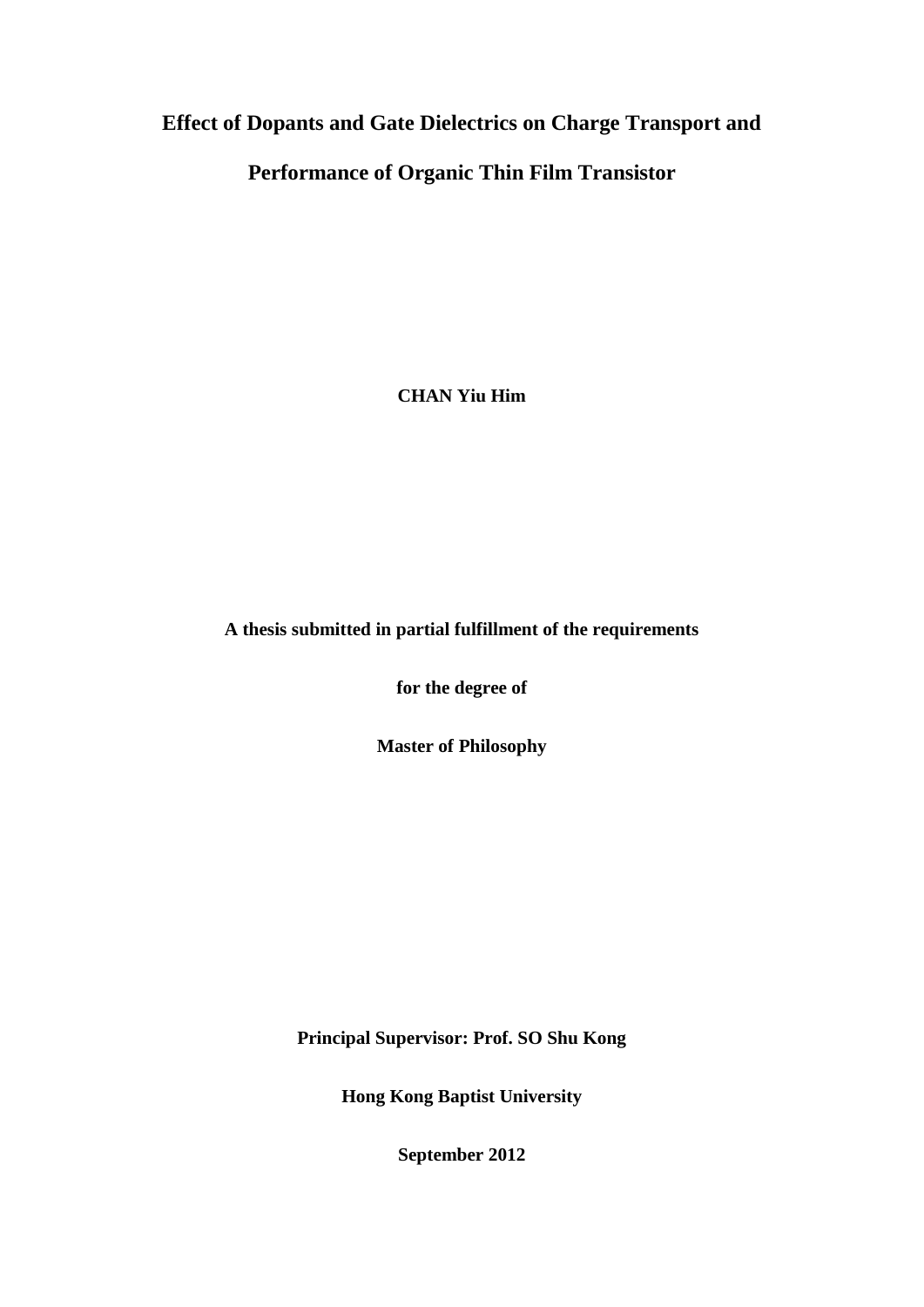# Effect of Dopants and Gate Dielectrics on Charge Transport and Performance of Organic Thin Film Transistor

**CHAN Yiu Him**

**A thesis submitted in partial fulfillment of the requirements**

**for the degree of**

**Master of Philosophy**

**Principal Supervisor: Prof. SO Shu Kong**

**Hong Kong Baptist University**

**September 2012**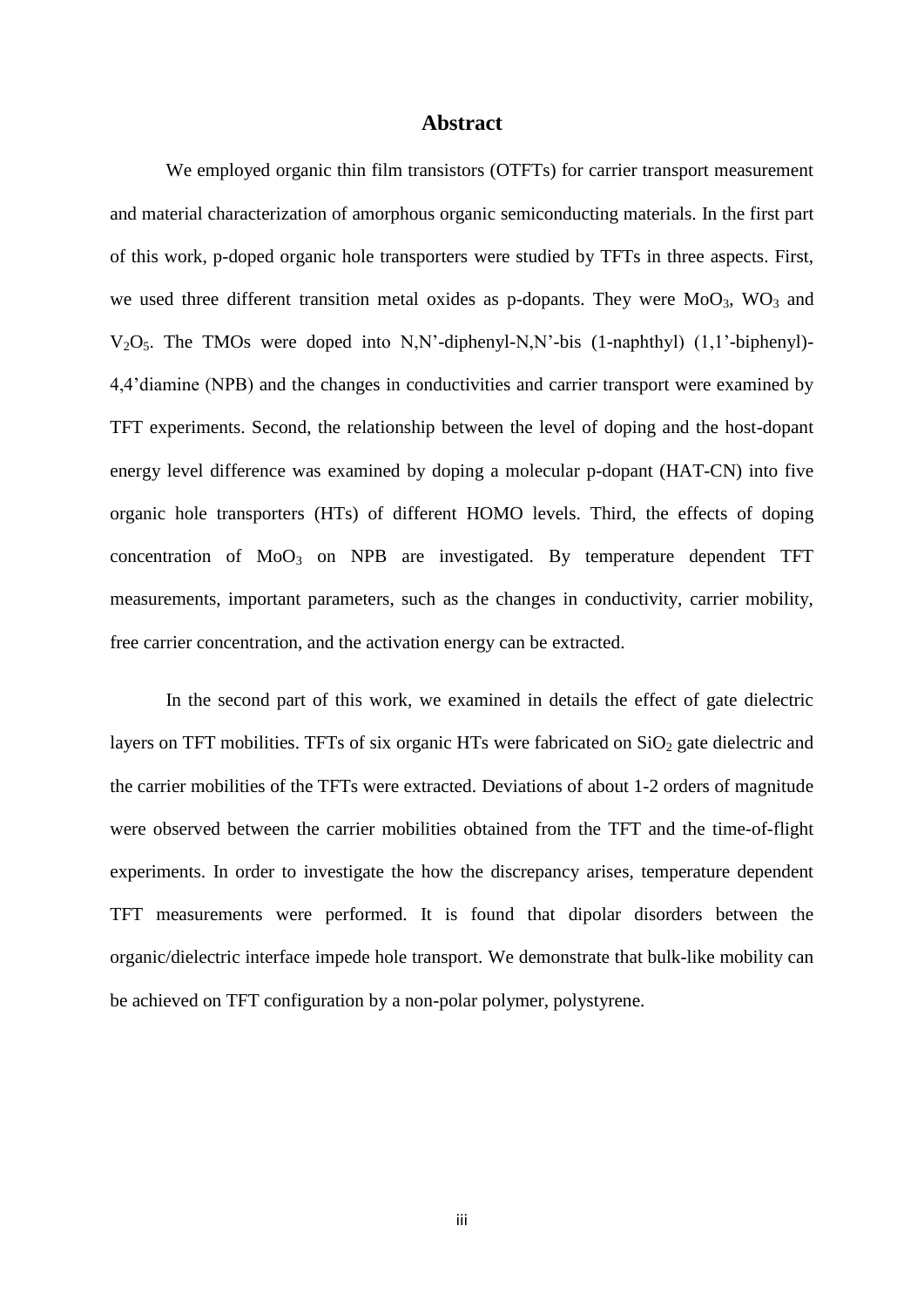# Abstract

We employed organic thin film transistors (OTFTs) for carrier transport measurement and material characterization of amorphous organic semiconducting materials. In the first part of this work, p-doped organic hole transporters were studied by TFTs in three aspects. First, we used three different transition metal oxides as p-dopants. They were $MoO_3$, $WO_3$ and $V_2O_5$. The TMOs were doped into N,N'-diphenyl-N,N'-bis (1-naphthyl) (1,1'-biphenyl)-4,4'diamine (NPB) and the changes in conductivities and carrier transport were examined by TFT experiments. Second, the relationship between the level of doping and the host-dopant energy level difference was examined by doping a molecular p-dopant (HAT-CN) into five organic hole transporters (HTs) of different HOMO levels. Third, the effects of doping concentration of $MoO_3$ on NPB are investigated. By temperature dependent TFT measurements, important parameters, such as the changes in conductivity, carrier mobility, free carrier concentration, and the activation energy can be extracted.

In the second part of this work, we examined in details the effect of gate dielectric layers on TFT mobilities. TFTs of six organic HTs were fabricated on $SiO_2$ gate dielectric and the carrier mobilities of the TFTs were extracted. Deviations of about 1-2 orders of magnitude were observed between the carrier mobilities obtained from the TFT and the time-of-flight experiments. In order to investigate the how the discrepancy arises, temperature dependent TFT measurements were performed. It is found that dipolar disorders between the organic/dielectric interface impede hole transport. We demonstrate that bulk-like mobility can be achieved on TFT configuration by a non-polar polymer, polystyrene.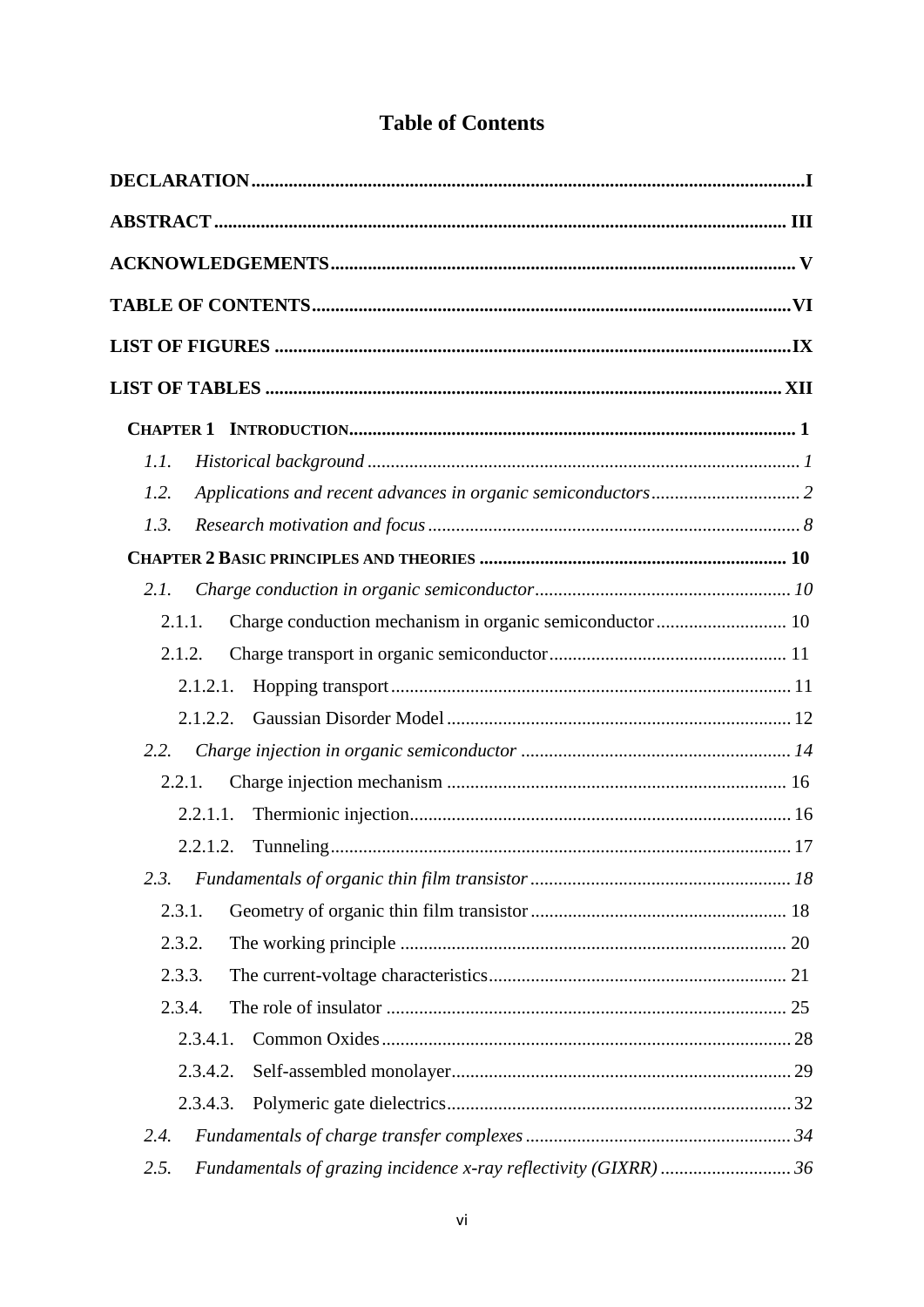# Table of Contents

**DECLARATION** .......... **I**

**ABSTRACT** .......... **III**

**ACKNOWLEDGEMENTS** .......... **V**

**TABLE OF CONTENTS** .......... **VI**

**LIST OF FIGURES** .......... **IX**

**LIST OF TABLES** .......... **XII**

**CHAPTER 1 INTRODUCTION** .......... **1**

- *1.1. Historical background* .......... *1*
- *1.2. Applications and recent advances in organic semiconductors* .......... *2*
- *1.3. Research motivation and focus* .......... *8*

**CHAPTER 2 BASIC PRINCIPLES AND THEORIES** .......... **10**

- *2.1. Charge conduction in organic semiconductor* .......... *10*
  - 2.1.1. Charge conduction mechanism in organic semiconductor .......... 10
  - 2.1.2. Charge transport in organic semiconductor .......... 11
    - 2.1.2.1. Hopping transport .......... 11
    - 2.1.2.2. Gaussian Disorder Model .......... 12
- *2.2. Charge injection in organic semiconductor* .......... *14*
  - 2.2.1. Charge injection mechanism .......... 16
    - 2.2.1.1. Thermionic injection .......... 16
    - 2.2.1.2. Tunneling .......... 17
- *2.3. Fundamentals of organic thin film transistor* .......... *18*
  - 2.3.1. Geometry of organic thin film transistor .......... 18
  - 2.3.2. The working principle .......... 20
  - 2.3.3. The current-voltage characteristics .......... 21
  - 2.3.4. The role of insulator .......... 25
    - 2.3.4.1. Common Oxides .......... 28
    - 2.3.4.2. Self-assembled monolayer .......... 29
    - 2.3.4.3. Polymeric gate dielectrics .......... 32
- *2.4. Fundamentals of charge transfer complexes* .......... *34*
- *2.5. Fundamentals of grazing incidence x-ray reflectivity (GIXRR)* .......... *36*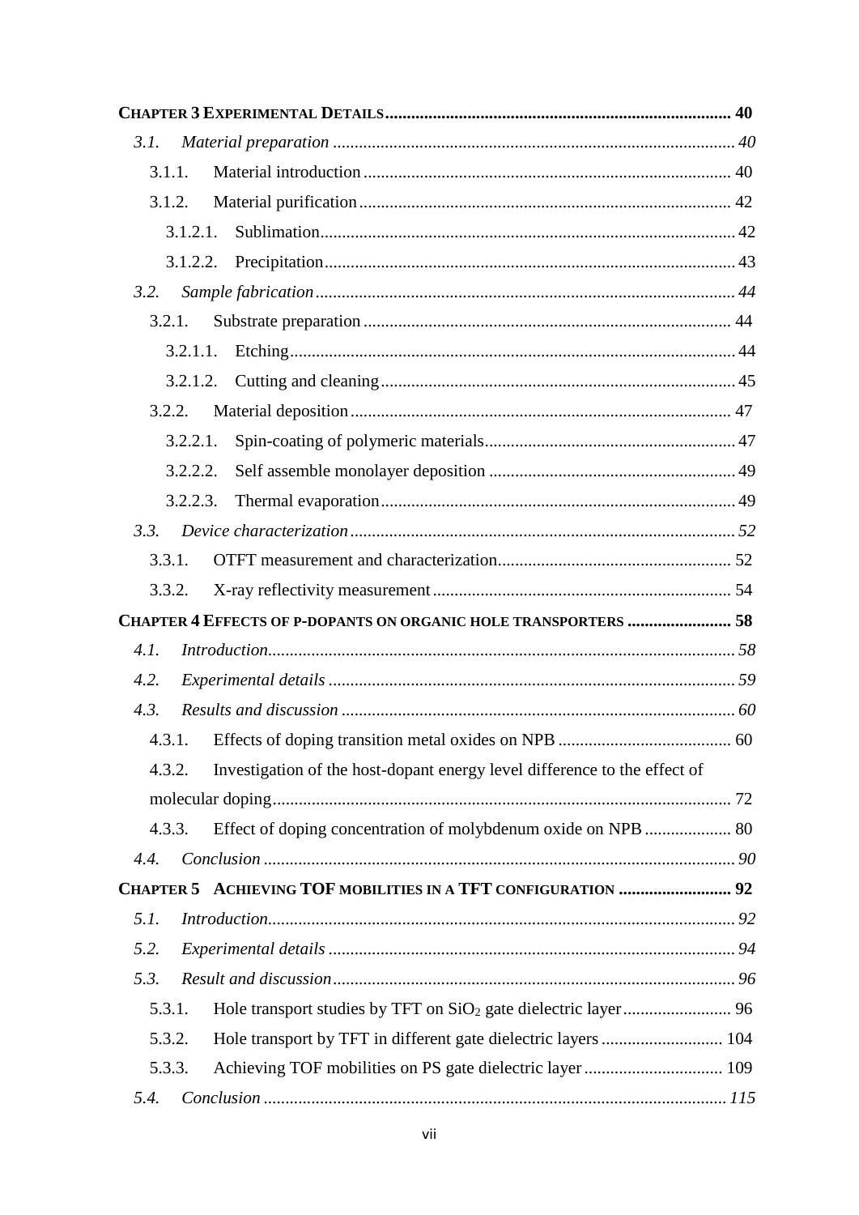**CHAPTER 3 EXPERIMENTAL DETAILS** ........ **40**

*3.1. Material preparation* ........ *40*

3.1.1. Material introduction ........ 40

3.1.2. Material purification ........ 42

3.1.2.1. Sublimation ........ 42

3.1.2.2. Precipitation ........ 43

*3.2. Sample fabrication* ........ *44*

3.2.1. Substrate preparation ........ 44

3.2.1.1. Etching ........ 44

3.2.1.2. Cutting and cleaning ........ 45

3.2.2. Material deposition ........ 47

3.2.2.1. Spin-coating of polymeric materials ........ 47

3.2.2.2. Self assemble monolayer deposition ........ 49

3.2.2.3. Thermal evaporation ........ 49

*3.3. Device characterization* ........ *52*

3.3.1. OTFT measurement and characterization ........ 52

3.3.2. X-ray reflectivity measurement ........ 54

**CHAPTER 4 EFFECTS OF P-DOPANTS ON ORGANIC HOLE TRANSPORTERS** ........ **58**

*4.1. Introduction* ........ *58*

*4.2. Experimental details* ........ *59*

*4.3. Results and discussion* ........ *60*

4.3.1. Effects of doping transition metal oxides on NPB ........ 60

4.3.2. Investigation of the host-dopant energy level difference to the effect of molecular doping ........ 72

4.3.3. Effect of doping concentration of molybdenum oxide on NPB ........ 80

*4.4. Conclusion* ........ *90*

**CHAPTER 5 ACHIEVING TOF MOBILITIES IN A TFT CONFIGURATION** ........ **92**

*5.1. Introduction* ........ *92*

*5.2. Experimental details* ........ *94*

*5.3. Result and discussion* ........ *96*

5.3.1. Hole transport studies by TFT on $SiO_2$ gate dielectric layer ........ 96

5.3.2. Hole transport by TFT in different gate dielectric layers ........ 104

5.3.3. Achieving TOF mobilities on PS gate dielectric layer ........ 109

*5.4. Conclusion* ........ *115*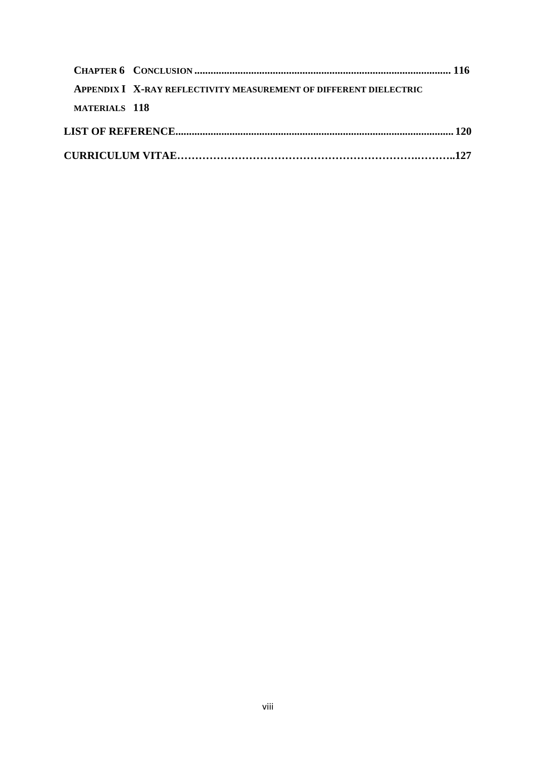**CHAPTER 6 CONCLUSION** .............................................................................................. **116**

**APPENDIX I X-RAY REFLECTIVITY MEASUREMENT OF DIFFERENT DIELECTRIC MATERIALS 118**

**LIST OF REFERENCE**....................................................................................................... **120**

**CURRICULUM VITAE**…………………………………………………………….………..**127**